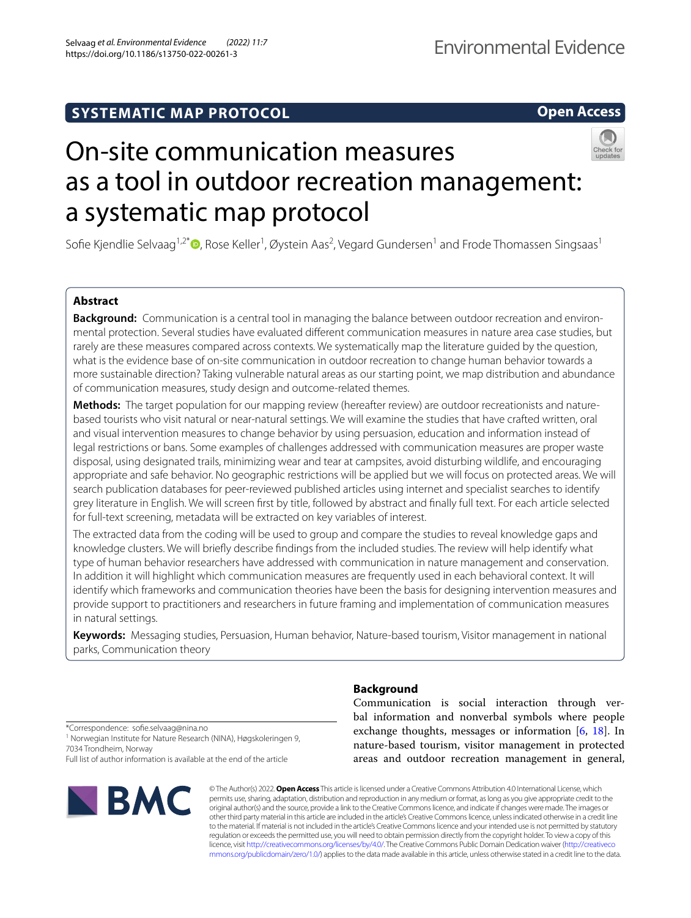SYSTEMATIC MAP PROTOCOL

Open Access

# On-site communication measures as a tool in outdoor recreation management: a systematic map protocol

Sofie Kjendlie Selvaag[1,2*], Rose Keller[1], Øystein Aas[2], Vegard Gundersen[1] and Frode Thomassen Singsaas[1]

## Abstract

**Background:** Communication is a central tool in managing the balance between outdoor recreation and environmental protection. Several studies have evaluated different communication measures in nature area case studies, but rarely are these measures compared across contexts. We systematically map the literature guided by the question, what is the evidence base of on-site communication in outdoor recreation to change human behavior towards a more sustainable direction? Taking vulnerable natural areas as our starting point, we map distribution and abundance of communication measures, study design and outcome-related themes.

**Methods:** The target population for our mapping review (hereafter review) are outdoor recreationists and nature-based tourists who visit natural or near-natural settings. We will examine the studies that have crafted written, oral and visual intervention measures to change behavior by using persuasion, education and information instead of legal restrictions or bans. Some examples of challenges addressed with communication measures are proper waste disposal, using designated trails, minimizing wear and tear at campsites, avoid disturbing wildlife, and encouraging appropriate and safe behavior. No geographic restrictions will be applied but we will focus on protected areas. We will search publication databases for peer-reviewed published articles using internet and specialist searches to identify grey literature in English. We will screen first by title, followed by abstract and finally full text. For each article selected for full-text screening, metadata will be extracted on key variables of interest.

The extracted data from the coding will be used to group and compare the studies to reveal knowledge gaps and knowledge clusters. We will briefly describe findings from the included studies. The review will help identify what type of human behavior researchers have addressed with communication in nature management and conservation. In addition it will highlight which communication measures are frequently used in each behavioral context. It will identify which frameworks and communication theories have been the basis for designing intervention measures and provide support to practitioners and researchers in future framing and implementation of communication measures in natural settings.

**Keywords:** Messaging studies, Persuasion, Human behavior, Nature-based tourism, Visitor management in national parks, Communication theory

## Background

Communication is social interaction through verbal information and nonverbal symbols where people exchange thoughts, messages or information [6, 18]. In nature-based tourism, visitor management in protected areas and outdoor recreation management in general,

*Correspondence: sofie.selvaag@nina.no

[1] Norwegian Institute for Nature Research (NINA), Høgskoleringen 9, 7034 Trondheim, Norway

Full list of author information is available at the end of the article

© The Author(s) 2022. **Open Access** This article is licensed under a Creative Commons Attribution 4.0 International License, which permits use, sharing, adaptation, distribution and reproduction in any medium or format, as long as you give appropriate credit to the original author(s) and the source, provide a link to the Creative Commons licence, and indicate if changes were made. The images or other third party material in this article are included in the article's Creative Commons licence, unless indicated otherwise in a credit line to the material. If material is not included in the article's Creative Commons licence and your intended use is not permitted by statutory regulation or exceeds the permitted use, you will need to obtain permission directly from the copyright holder. To view a copy of this licence, visit http://creativecommons.org/licenses/by/4.0/. The Creative Commons Public Domain Dedication waiver (http://creativecommons.org/publicdomain/zero/1.0/) applies to the data made available in this article, unless otherwise stated in a credit line to the data.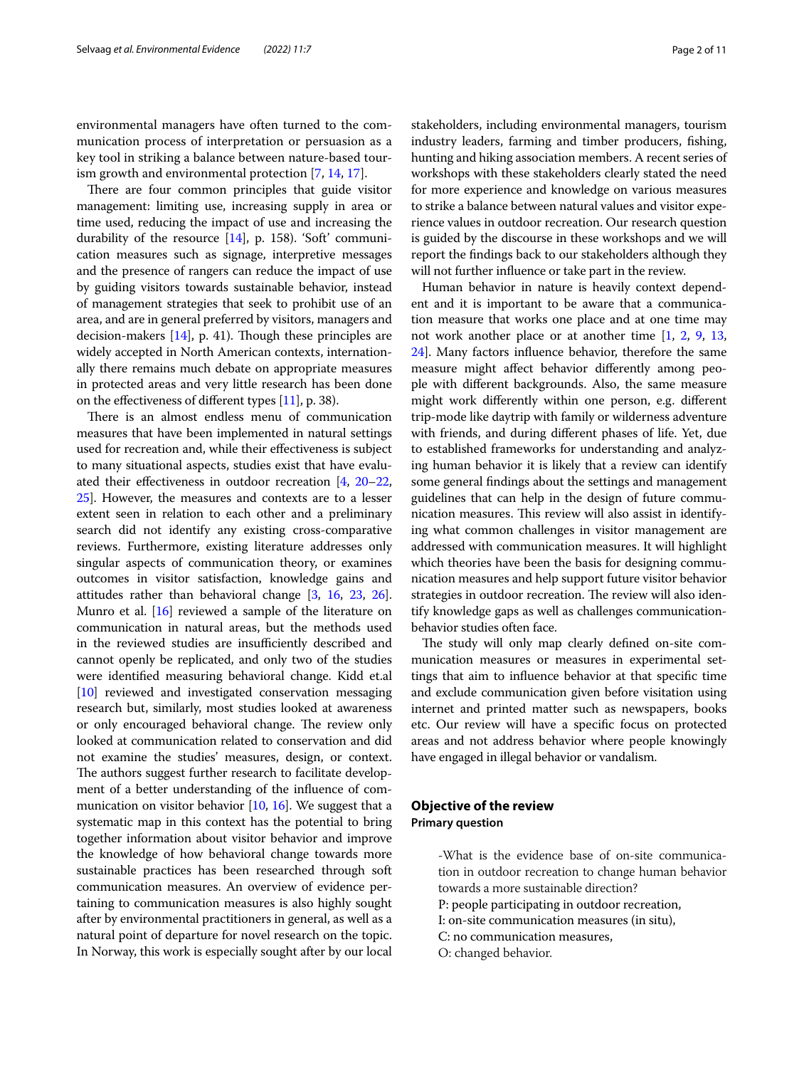environmental managers have often turned to the communication process of interpretation or persuasion as a key tool in striking a balance between nature-based tourism growth and environmental protection [7, 14, 17].

There are four common principles that guide visitor management: limiting use, increasing supply in area or time used, reducing the impact of use and increasing the durability of the resource [14], p. 158). 'Soft' communication measures such as signage, interpretive messages and the presence of rangers can reduce the impact of use by guiding visitors towards sustainable behavior, instead of management strategies that seek to prohibit use of an area, and are in general preferred by visitors, managers and decision-makers [14], p. 41). Though these principles are widely accepted in North American contexts, internationally there remains much debate on appropriate measures in protected areas and very little research has been done on the effectiveness of different types [11], p. 38).

There is an almost endless menu of communication measures that have been implemented in natural settings used for recreation and, while their effectiveness is subject to many situational aspects, studies exist that have evaluated their effectiveness in outdoor recreation [4, 20–22, 25]. However, the measures and contexts are to a lesser extent seen in relation to each other and a preliminary search did not identify any existing cross-comparative reviews. Furthermore, existing literature addresses only singular aspects of communication theory, or examines outcomes in visitor satisfaction, knowledge gains and attitudes rather than behavioral change [3, 16, 23, 26]. Munro et al. [16] reviewed a sample of the literature on communication in natural areas, but the methods used in the reviewed studies are insufficiently described and cannot openly be replicated, and only two of the studies were identified measuring behavioral change. Kidd et.al [10] reviewed and investigated conservation messaging research but, similarly, most studies looked at awareness or only encouraged behavioral change. The review only looked at communication related to conservation and did not examine the studies' measures, design, or context. The authors suggest further research to facilitate development of a better understanding of the influence of communication on visitor behavior [10, 16]. We suggest that a systematic map in this context has the potential to bring together information about visitor behavior and improve the knowledge of how behavioral change towards more sustainable practices has been researched through soft communication measures. An overview of evidence pertaining to communication measures is also highly sought after by environmental practitioners in general, as well as a natural point of departure for novel research on the topic. In Norway, this work is especially sought after by our local stakeholders, including environmental managers, tourism industry leaders, farming and timber producers, fishing, hunting and hiking association members. A recent series of workshops with these stakeholders clearly stated the need for more experience and knowledge on various measures to strike a balance between natural values and visitor experience values in outdoor recreation. Our research question is guided by the discourse in these workshops and we will report the findings back to our stakeholders although they will not further influence or take part in the review.

Human behavior in nature is heavily context dependent and it is important to be aware that a communication measure that works one place and at one time may not work another place or at another time [1, 2, 9, 13, 24]. Many factors influence behavior, therefore the same measure might affect behavior differently among people with different backgrounds. Also, the same measure might work differently within one person, e.g. different trip-mode like daytrip with family or wilderness adventure with friends, and during different phases of life. Yet, due to established frameworks for understanding and analyzing human behavior it is likely that a review can identify some general findings about the settings and management guidelines that can help in the design of future communication measures. This review will also assist in identifying what common challenges in visitor management are addressed with communication measures. It will highlight which theories have been the basis for designing communication measures and help support future visitor behavior strategies in outdoor recreation. The review will also identify knowledge gaps as well as challenges communication-behavior studies often face.

The study will only map clearly defined on-site communication measures or measures in experimental settings that aim to influence behavior at that specific time and exclude communication given before visitation using internet and printed matter such as newspapers, books etc. Our review will have a specific focus on protected areas and not address behavior where people knowingly have engaged in illegal behavior or vandalism.

## Objective of the review

### Primary question

-What is the evidence base of on-site communication in outdoor recreation to change human behavior towards a more sustainable direction?
P: people participating in outdoor recreation,
I: on-site communication measures (in situ),
C: no communication measures,
O: changed behavior.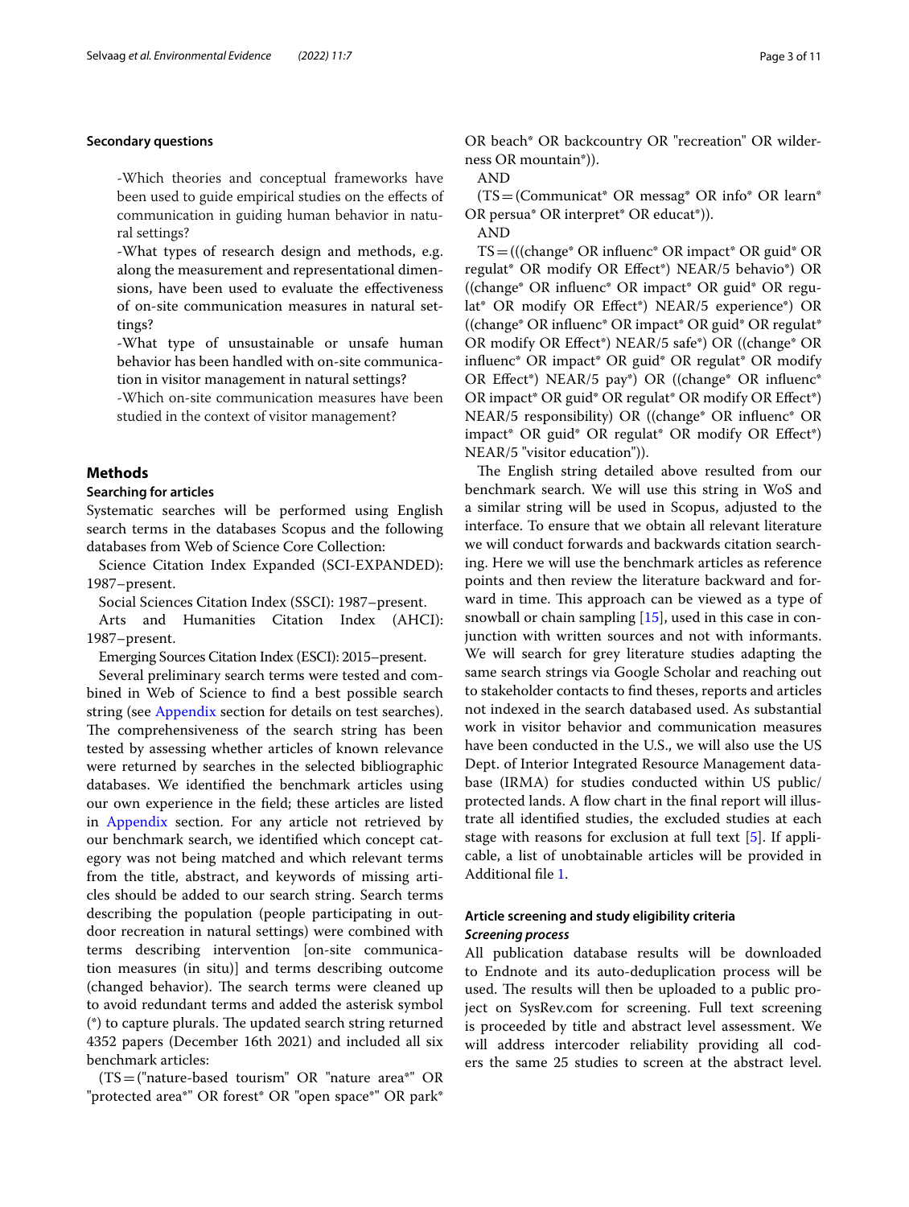#### Secondary questions

> -Which theories and conceptual frameworks have been used to guide empirical studies on the effects of communication in guiding human behavior in natural settings?
>
> -What types of research design and methods, e.g. along the measurement and representational dimensions, have been used to evaluate the effectiveness of on-site communication measures in natural settings?
>
> -What type of unsustainable or unsafe human behavior has been handled with on-site communication in visitor management in natural settings?
>
> -Which on-site communication measures have been studied in the context of visitor management?

## Methods

### Searching for articles

Systematic searches will be performed using English search terms in the databases Scopus and the following databases from Web of Science Core Collection:

Science Citation Index Expanded (SCI-EXPANDED): 1987–present.

Social Sciences Citation Index (SSCI): 1987–present.

Arts and Humanities Citation Index (AHCI): 1987–present.

Emerging Sources Citation Index (ESCI): 2015–present.

Several preliminary search terms were tested and combined in Web of Science to find a best possible search string (see Appendix section for details on test searches). The comprehensiveness of the search string has been tested by assessing whether articles of known relevance were returned by searches in the selected bibliographic databases. We identified the benchmark articles using our own experience in the field; these articles are listed in Appendix section. For any article not retrieved by our benchmark search, we identified which concept category was not being matched and which relevant terms from the title, abstract, and keywords of missing articles should be added to our search string. Search terms describing the population (people participating in outdoor recreation in natural settings) were combined with terms describing intervention [on-site communication measures (in situ)] and terms describing outcome (changed behavior). The search terms were cleaned up to avoid redundant terms and added the asterisk symbol (*) to capture plurals. The updated search string returned 4352 papers (December 16th 2021) and included all six benchmark articles:

(TS=("nature-based tourism" OR "nature area*" OR "protected area*" OR forest* OR "open space*" OR park* OR beach* OR backcountry OR "recreation" OR wilderness OR mountain*)).

AND

(TS=(Communicat* OR messag* OR info* OR learn* OR persua* OR interpret* OR educat*)).

AND

TS=(((change* OR influenc* OR impact* OR guid* OR regulat* OR modify OR Effect*) NEAR/5 behavio*) OR ((change* OR influenc* OR impact* OR guid* OR regulat* OR modify OR Effect*) NEAR/5 experience*) OR ((change* OR influenc* OR impact* OR guid* OR regulat* OR modify OR Effect*) NEAR/5 safe*) OR ((change* OR influenc* OR impact* OR guid* OR regulat* OR modify OR Effect*) NEAR/5 pay*) OR ((change* OR influenc* OR impact* OR guid* OR regulat* OR modify OR Effect*) NEAR/5 responsibility) OR ((change* OR influenc* OR impact* OR guid* OR regulat* OR modify OR Effect*) NEAR/5 "visitor education")).

The English string detailed above resulted from our benchmark search. We will use this string in WoS and a similar string will be used in Scopus, adjusted to the interface. To ensure that we obtain all relevant literature we will conduct forwards and backwards citation searching. Here we will use the benchmark articles as reference points and then review the literature backward and forward in time. This approach can be viewed as a type of snowball or chain sampling [15], used in this case in conjunction with written sources and not with informants. We will search for grey literature studies adapting the same search strings via Google Scholar and reaching out to stakeholder contacts to find theses, reports and articles not indexed in the search databased used. As substantial work in visitor behavior and communication measures have been conducted in the U.S., we will also use the US Dept. of Interior Integrated Resource Management database (IRMA) for studies conducted within US public/protected lands. A flow chart in the final report will illustrate all identified studies, the excluded studies at each stage with reasons for exclusion at full text [5]. If applicable, a list of unobtainable articles will be provided in Additional file 1.

### Article screening and study eligibility criteria

#### *Screening process*

All publication database results will be downloaded to Endnote and its auto-deduplication process will be used. The results will then be uploaded to a public project on SysRev.com for screening. Full text screening is proceeded by title and abstract level assessment. We will address intercoder reliability providing all coders the same 25 studies to screen at the abstract level.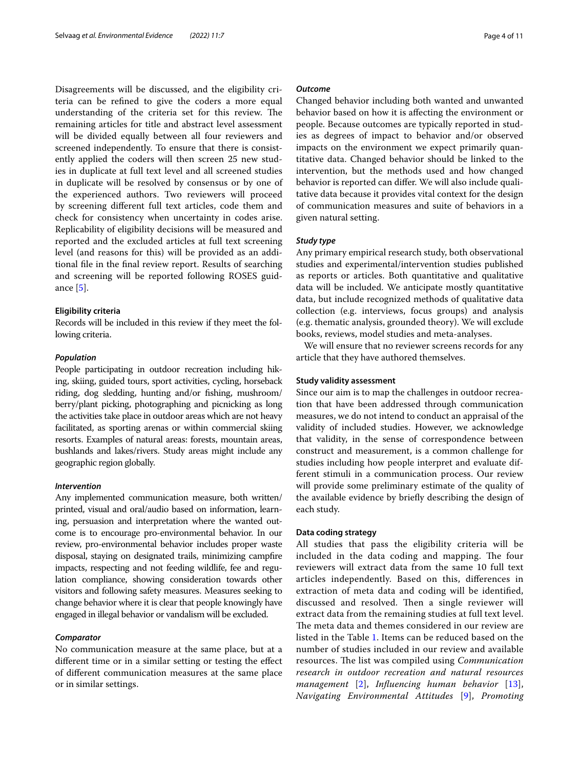Disagreements will be discussed, and the eligibility criteria can be refined to give the coders a more equal understanding of the criteria set for this review. The remaining articles for title and abstract level assessment will be divided equally between all four reviewers and screened independently. To ensure that there is consistently applied the coders will then screen 25 new studies in duplicate at full text level and all screened studies in duplicate will be resolved by consensus or by one of the experienced authors. Two reviewers will proceed by screening different full text articles, code them and check for consistency when uncertainty in codes arise. Replicability of eligibility decisions will be measured and reported and the excluded articles at full text screening level (and reasons for this) will be provided as an additional file in the final review report. Results of searching and screening will be reported following ROSES guidance [5].

#### Eligibility criteria

Records will be included in this review if they meet the following criteria.

##### *Population*

People participating in outdoor recreation including hiking, skiing, guided tours, sport activities, cycling, horseback riding, dog sledding, hunting and/or fishing, mushroom/berry/plant picking, photographing and picnicking as long the activities take place in outdoor areas which are not heavy facilitated, as sporting arenas or within commercial skiing resorts. Examples of natural areas: forests, mountain areas, bushlands and lakes/rivers. Study areas might include any geographic region globally.

##### *Intervention*

Any implemented communication measure, both written/printed, visual and oral/audio based on information, learning, persuasion and interpretation where the wanted outcome is to encourage pro-environmental behavior. In our review, pro-environmental behavior includes proper waste disposal, staying on designated trails, minimizing campfire impacts, respecting and not feeding wildlife, fee and regulation compliance, showing consideration towards other visitors and following safety measures. Measures seeking to change behavior where it is clear that people knowingly have engaged in illegal behavior or vandalism will be excluded.

##### *Comparator*

No communication measure at the same place, but at a different time or in a similar setting or testing the effect of different communication measures at the same place or in similar settings.

##### *Outcome*

Changed behavior including both wanted and unwanted behavior based on how it is affecting the environment or people. Because outcomes are typically reported in studies as degrees of impact to behavior and/or observed impacts on the environment we expect primarily quantitative data. Changed behavior should be linked to the intervention, but the methods used and how changed behavior is reported can differ. We will also include qualitative data because it provides vital context for the design of communication measures and suite of behaviors in a given natural setting.

##### *Study type*

Any primary empirical research study, both observational studies and experimental/intervention studies published as reports or articles. Both quantitative and qualitative data will be included. We anticipate mostly quantitative data, but include recognized methods of qualitative data collection (e.g. interviews, focus groups) and analysis (e.g. thematic analysis, grounded theory). We will exclude books, reviews, model studies and meta-analyses.

We will ensure that no reviewer screens records for any article that they have authored themselves.

#### Study validity assessment

Since our aim is to map the challenges in outdoor recreation that have been addressed through communication measures, we do not intend to conduct an appraisal of the validity of included studies. However, we acknowledge that validity, in the sense of correspondence between construct and measurement, is a common challenge for studies including how people interpret and evaluate different stimuli in a communication process. Our review will provide some preliminary estimate of the quality of the available evidence by briefly describing the design of each study.

#### Data coding strategy

All studies that pass the eligibility criteria will be included in the data coding and mapping. The four reviewers will extract data from the same 10 full text articles independently. Based on this, differences in extraction of meta data and coding will be identified, discussed and resolved. Then a single reviewer will extract data from the remaining studies at full text level. The meta data and themes considered in our review are listed in the Table 1. Items can be reduced based on the number of studies included in our review and available resources. The list was compiled using *Communication research in outdoor recreation and natural resources management* [2], *Influencing human behavior* [13], *Navigating Environmental Attitudes* [9], *Promoting*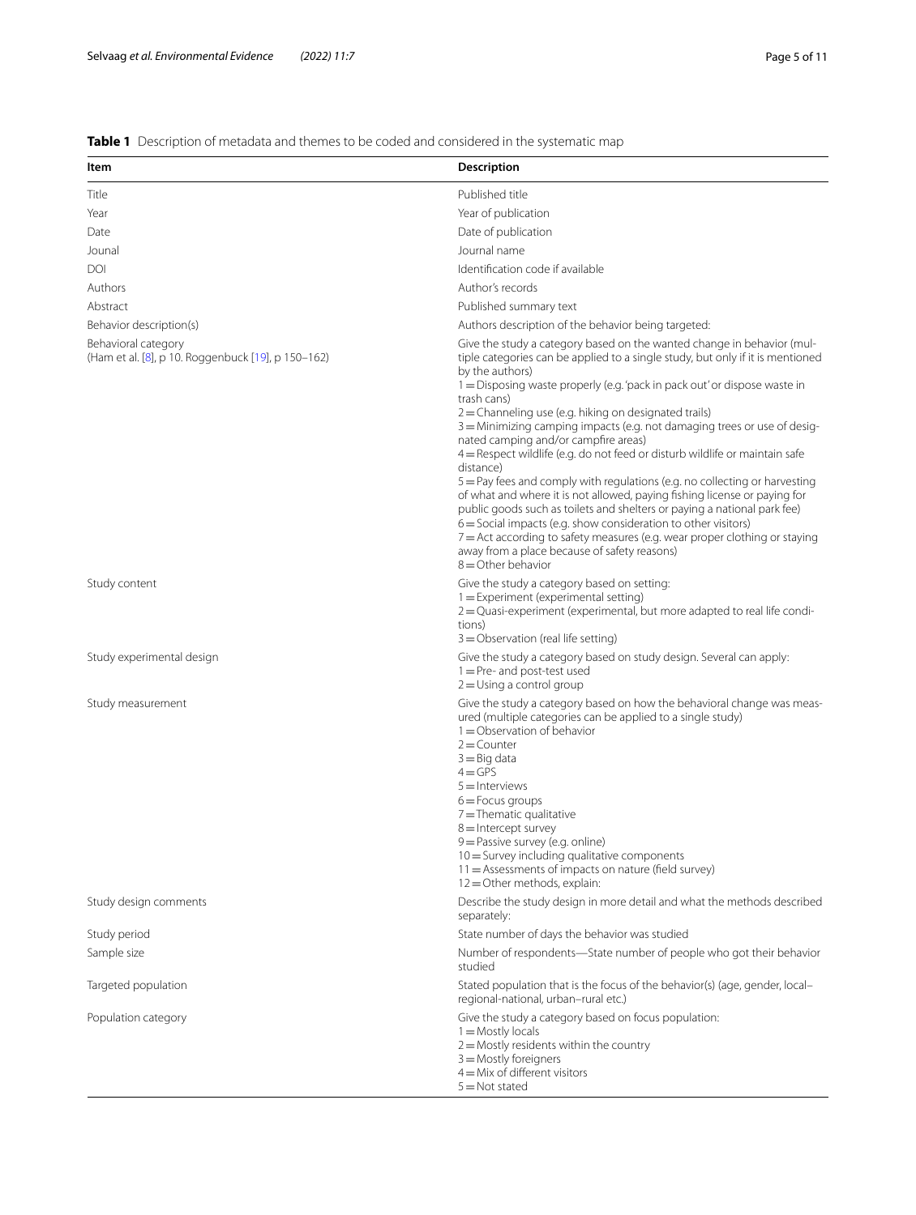**Table 1** Description of metadata and themes to be coded and considered in the systematic map

| Item | Description |
|---|---|
| Title | Published title |
| Year | Year of publication |
| Date | Date of publication |
| Jounal | Journal name |
| DOI | Identification code if available |
| Authors | Author's records |
| Abstract | Published summary text |
| Behavior description(s) | Authors description of the behavior being targeted: |
| Behavioral category (Ham et al. [8], p 10. Roggenbuck [19], p 150–162) | Give the study a category based on the wanted change in behavior (multiple categories can be applied to a single study, but only if it is mentioned by the authors)<br>1 = Disposing waste properly (e.g. 'pack in pack out' or dispose waste in trash cans)<br>2 = Channeling use (e.g. hiking on designated trails)<br>3 = Minimizing camping impacts (e.g. not damaging trees or use of designated camping and/or campfire areas)<br>4 = Respect wildlife (e.g. do not feed or disturb wildlife or maintain safe distance)<br>5 = Pay fees and comply with regulations (e.g. no collecting or harvesting of what and where it is not allowed, paying fishing license or paying for public goods such as toilets and shelters or paying a national park fee)<br>6 = Social impacts (e.g. show consideration to other visitors)<br>7 = Act according to safety measures (e.g. wear proper clothing or staying away from a place because of safety reasons)<br>8 = Other behavior |
| Study content | Give the study a category based on setting:<br>1 = Experiment (experimental setting)<br>2 = Quasi-experiment (experimental, but more adapted to real life conditions)<br>3 = Observation (real life setting) |
| Study experimental design | Give the study a category based on study design. Several can apply:<br>1 = Pre- and post-test used<br>2 = Using a control group |
| Study measurement | Give the study a category based on how the behavioral change was measured (multiple categories can be applied to a single study)<br>1 = Observation of behavior<br>2 = Counter<br>3 = Big data<br>4 = GPS<br>5 = Interviews<br>6 = Focus groups<br>7 = Thematic qualitative<br>8 = Intercept survey<br>9 = Passive survey (e.g. online)<br>10 = Survey including qualitative components<br>11 = Assessments of impacts on nature (field survey)<br>12 = Other methods, explain: |
| Study design comments | Describe the study design in more detail and what the methods described separately: |
| Study period | State number of days the behavior was studied |
| Sample size | Number of respondents—State number of people who got their behavior studied |
| Targeted population | Stated population that is the focus of the behavior(s) (age, gender, local–regional-national, urban–rural etc.) |
| Population category | Give the study a category based on focus population:<br>1 = Mostly locals<br>2 = Mostly residents within the country<br>3 = Mostly foreigners<br>4 = Mix of different visitors<br>5 = Not stated |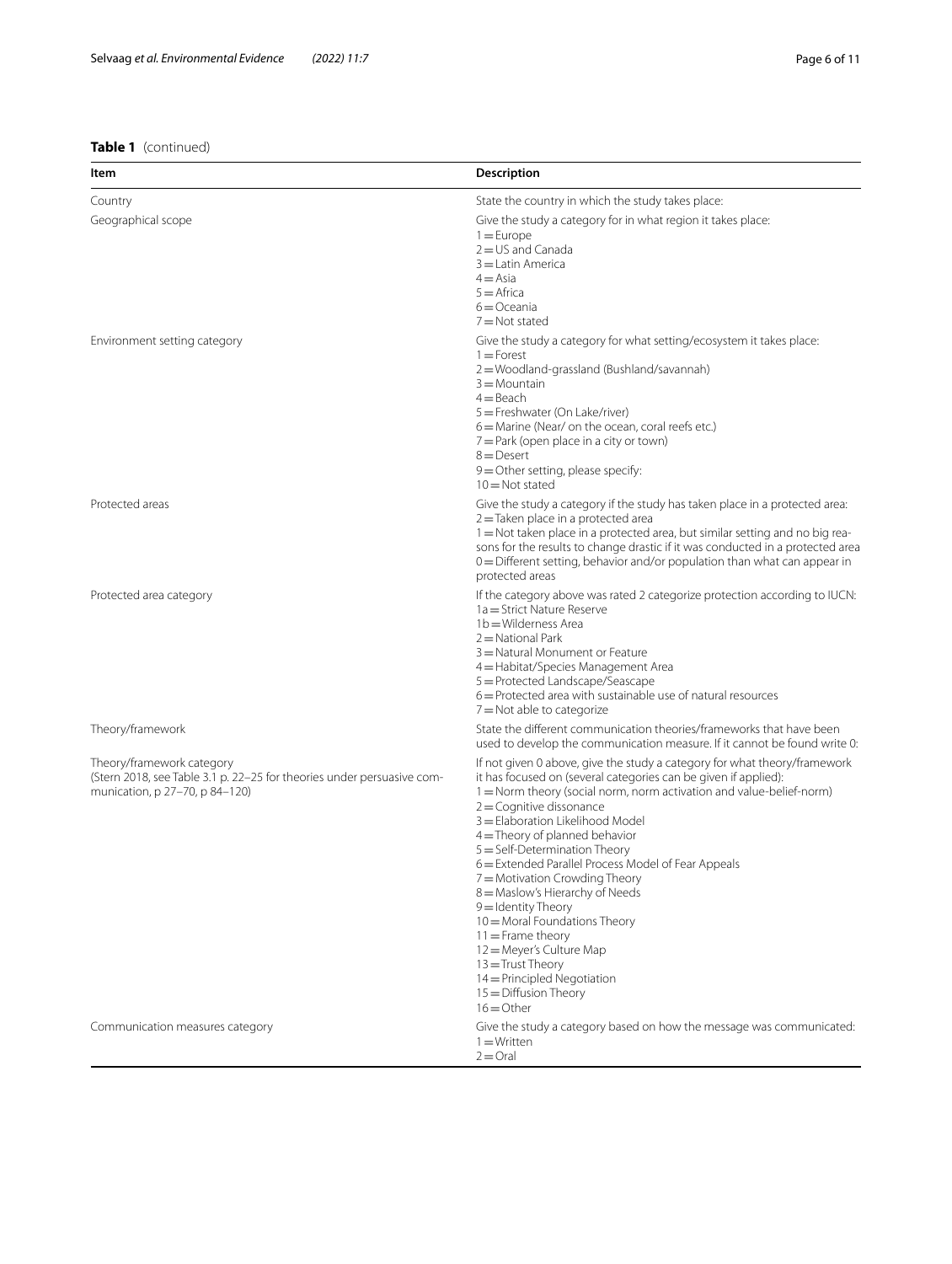**Table 1** (continued)

| Item | Description |
|---|---|
| Country | State the country in which the study takes place: |
| Geographical scope | Give the study a category for in what region it takes place:<br>1 = Europe<br>2 = US and Canada<br>3 = Latin America<br>4 = Asia<br>5 = Africa<br>6 = Oceania<br>7 = Not stated |
| Environment setting category | Give the study a category for what setting/ecosystem it takes place:<br>1 = Forest<br>2 = Woodland-grassland (Bushland/savannah)<br>3 = Mountain<br>4 = Beach<br>5 = Freshwater (On Lake/river)<br>6 = Marine (Near/ on the ocean, coral reefs etc.)<br>7 = Park (open place in a city or town)<br>8 = Desert<br>9 = Other setting, please specify:<br>10 = Not stated |
| Protected areas | Give the study a category if the study has taken place in a protected area:<br>2 = Taken place in a protected area<br>1 = Not taken place in a protected area, but similar setting and no big reasons for the results to change drastic if it was conducted in a protected area<br>0 = Different setting, behavior and/or population than what can appear in protected areas |
| Protected area category | If the category above was rated 2 categorize protection according to IUCN:<br>1a = Strict Nature Reserve<br>1b = Wilderness Area<br>2 = National Park<br>3 = Natural Monument or Feature<br>4 = Habitat/Species Management Area<br>5 = Protected Landscape/Seascape<br>6 = Protected area with sustainable use of natural resources<br>7 = Not able to categorize |
| Theory/framework | State the different communication theories/frameworks that have been used to develop the communication measure. If it cannot be found write 0: |
| Theory/framework category<br>(Stern 2018, see Table 3.1 p. 22–25 for theories under persuasive communication, p 27–70, p 84–120) | If not given 0 above, give the study a category for what theory/framework it has focused on (several categories can be given if applied):<br>1 = Norm theory (social norm, norm activation and value-belief-norm)<br>2 = Cognitive dissonance<br>3 = Elaboration Likelihood Model<br>4 = Theory of planned behavior<br>5 = Self-Determination Theory<br>6 = Extended Parallel Process Model of Fear Appeals<br>7 = Motivation Crowding Theory<br>8 = Maslow's Hierarchy of Needs<br>9 = Identity Theory<br>10 = Moral Foundations Theory<br>11 = Frame theory<br>12 = Meyer's Culture Map<br>13 = Trust Theory<br>14 = Principled Negotiation<br>15 = Diffusion Theory<br>16 = Other |
| Communication measures category | Give the study a category based on how the message was communicated:<br>1 = Written<br>2 = Oral |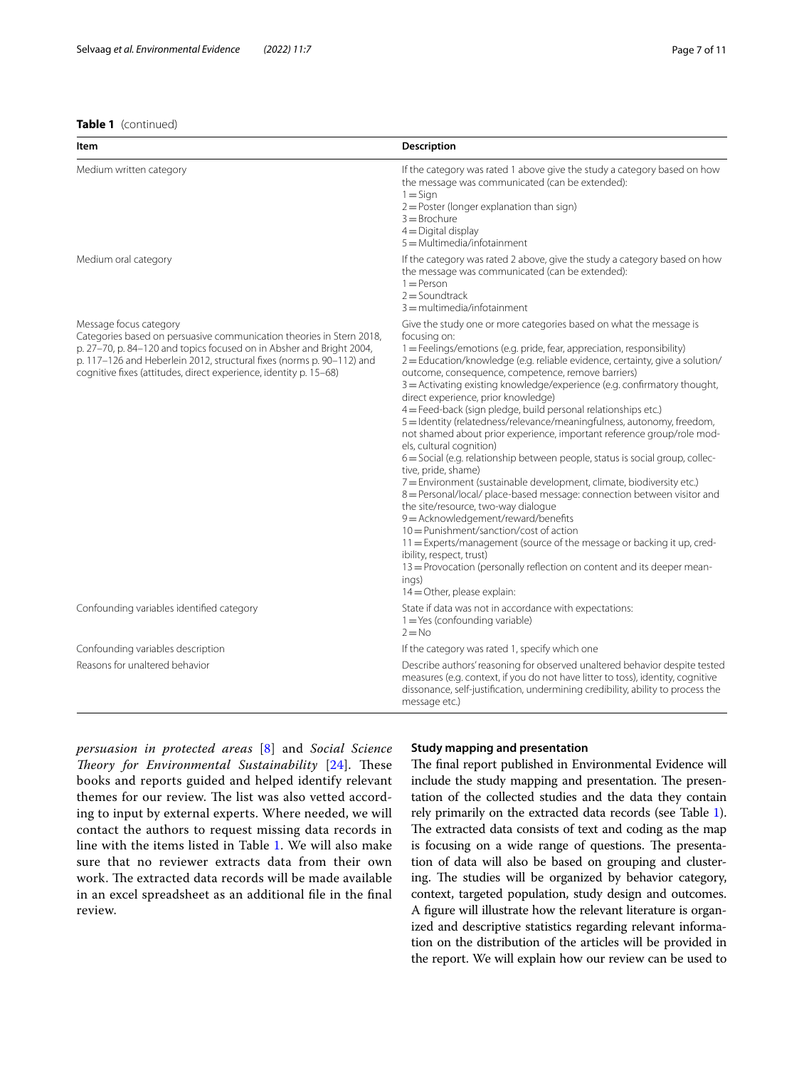**Table 1** (continued)

| Item | Description |
|---|---|
| Medium written category | If the category was rated 1 above give the study a category based on how the message was communicated (can be extended):<br>1 = Sign<br>2 = Poster (longer explanation than sign)<br>3 = Brochure<br>4 = Digital display<br>5 = Multimedia/infotainment |
| Medium oral category | If the category was rated 2 above, give the study a category based on how the message was communicated (can be extended):<br>1 = Person<br>2 = Soundtrack<br>3 = multimedia/infotainment |
| Message focus category<br>Categories based on persuasive communication theories in Stern 2018, p. 27–70, p. 84–120 and topics focused on in Absher and Bright 2004, p. 117–126 and Heberlein 2012, structural fixes (norms p. 90–112) and cognitive fixes (attitudes, direct experience, identity p. 15–68) | Give the study one or more categories based on what the message is focusing on:<br>1 = Feelings/emotions (e.g. pride, fear, appreciation, responsibility)<br>2 = Education/knowledge (e.g. reliable evidence, certainty, give a solution/outcome, consequence, competence, remove barriers)<br>3 = Activating existing knowledge/experience (e.g. confirmatory thought, direct experience, prior knowledge)<br>4 = Feed-back (sign pledge, build personal relationships etc.)<br>5 = Identity (relatedness/relevance/meaningfulness, autonomy, freedom, not shamed about prior experience, important reference group/role models, cultural cognition)<br>6 = Social (e.g. relationship between people, status is social group, collective, pride, shame)<br>7 = Environment (sustainable development, climate, biodiversity etc.)<br>8 = Personal/local/ place-based message: connection between visitor and the site/resource, two-way dialogue<br>9 = Acknowledgement/reward/benefits<br>10 = Punishment/sanction/cost of action<br>11 = Experts/management (source of the message or backing it up, credibility, respect, trust)<br>13 = Provocation (personally reflection on content and its deeper meanings)<br>14 = Other, please explain: |
| Confounding variables identified category | State if data was not in accordance with expectations:<br>1 = Yes (confounding variable)<br>2 = No |
| Confounding variables description | If the category was rated 1, specify which one |
| Reasons for unaltered behavior | Describe authors' reasoning for observed unaltered behavior despite tested measures (e.g. context, if you do not have litter to toss), identity, cognitive dissonance, self-justification, undermining credibility, ability to process the message etc.) |

*persuasion in protected areas* [8] and *Social Science Theory for Environmental Sustainability* [24]. These books and reports guided and helped identify relevant themes for our review. The list was also vetted according to input by external experts. Where needed, we will contact the authors to request missing data records in line with the items listed in Table 1. We will also make sure that no reviewer extracts data from their own work. The extracted data records will be made available in an excel spreadsheet as an additional file in the final review.

### Study mapping and presentation

The final report published in Environmental Evidence will include the study mapping and presentation. The presentation of the collected studies and the data they contain rely primarily on the extracted data records (see Table 1). The extracted data consists of text and coding as the map is focusing on a wide range of questions. The presentation of data will also be based on grouping and clustering. The studies will be organized by behavior category, context, targeted population, study design and outcomes. A figure will illustrate how the relevant literature is organized and descriptive statistics regarding relevant information on the distribution of the articles will be provided in the report. We will explain how our review can be used to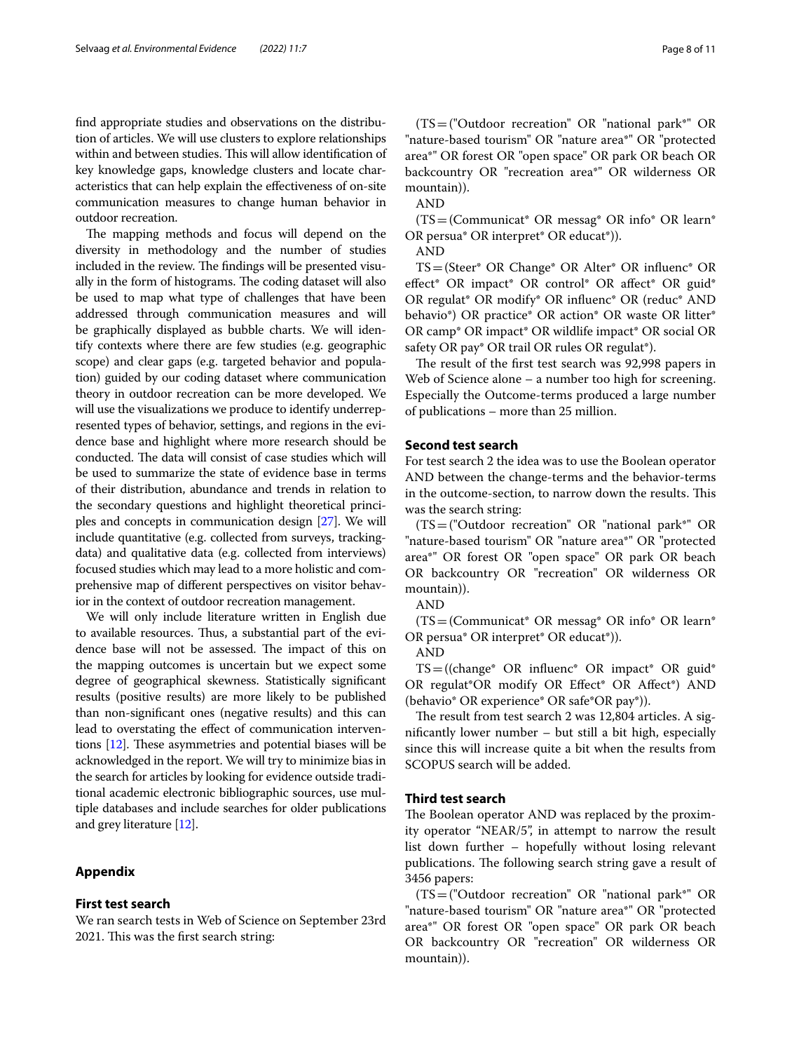find appropriate studies and observations on the distribution of articles. We will use clusters to explore relationships within and between studies. This will allow identification of key knowledge gaps, knowledge clusters and locate characteristics that can help explain the effectiveness of on-site communication measures to change human behavior in outdoor recreation.

The mapping methods and focus will depend on the diversity in methodology and the number of studies included in the review. The findings will be presented visually in the form of histograms. The coding dataset will also be used to map what type of challenges that have been addressed through communication measures and will be graphically displayed as bubble charts. We will identify contexts where there are few studies (e.g. geographic scope) and clear gaps (e.g. targeted behavior and population) guided by our coding dataset where communication theory in outdoor recreation can be more developed. We will use the visualizations we produce to identify underrepresented types of behavior, settings, and regions in the evidence base and highlight where more research should be conducted. The data will consist of case studies which will be used to summarize the state of evidence base in terms of their distribution, abundance and trends in relation to the secondary questions and highlight theoretical principles and concepts in communication design [27]. We will include quantitative (e.g. collected from surveys, tracking-data) and qualitative data (e.g. collected from interviews) focused studies which may lead to a more holistic and comprehensive map of different perspectives on visitor behavior in the context of outdoor recreation management.

We will only include literature written in English due to available resources. Thus, a substantial part of the evidence base will not be assessed. The impact of this on the mapping outcomes is uncertain but we expect some degree of geographical skewness. Statistically significant results (positive results) are more likely to be published than non-significant ones (negative results) and this can lead to overstating the effect of communication interventions [12]. These asymmetries and potential biases will be acknowledged in the report. We will try to minimize bias in the search for articles by looking for evidence outside traditional academic electronic bibliographic sources, use multiple databases and include searches for older publications and grey literature [12].

## Appendix

### First test search

We ran search tests in Web of Science on September 23rd 2021. This was the first search string:

(TS = ("Outdoor recreation" OR "national park*" OR "nature-based tourism" OR "nature area*" OR "protected area*" OR forest OR "open space" OR park OR beach OR backcountry OR "recreation area*" OR wilderness OR mountain)).

AND

(TS = (Communicat* OR messag* OR info* OR learn* OR persua* OR interpret* OR educat*)).

AND

TS = (Steer* OR Change* OR Alter* OR influenc* OR effect* OR impact* OR control* OR affect* OR guid* OR regulat* OR modify* OR influenc* OR (reduc* AND behavio*) OR practice* OR action* OR waste OR litter* OR camp* OR impact* OR wildlife impact* OR social OR safety OR pay* OR trail OR rules OR regulat*).

The result of the first test search was 92,998 papers in Web of Science alone – a number too high for screening. Especially the Outcome-terms produced a large number of publications – more than 25 million.

### Second test search

For test search 2 the idea was to use the Boolean operator AND between the change-terms and the behavior-terms in the outcome-section, to narrow down the results. This was the search string:

(TS = ("Outdoor recreation" OR "national park*" OR "nature-based tourism" OR "nature area*" OR "protected area*" OR forest OR "open space" OR park OR beach OR backcountry OR "recreation" OR wilderness OR mountain)).

AND

(TS = (Communicat* OR messag* OR info* OR learn* OR persua* OR interpret* OR educat*)).

AND

TS = ((change* OR influenc* OR impact* OR guid* OR regulat*OR modify OR Effect* OR Affect*) AND (behavio* OR experience* OR safe*OR pay*)).

The result from test search 2 was 12,804 articles. A significantly lower number – but still a bit high, especially since this will increase quite a bit when the results from SCOPUS search will be added.

### Third test search

The Boolean operator AND was replaced by the proximity operator "NEAR/5", in attempt to narrow the result list down further – hopefully without losing relevant publications. The following search string gave a result of 3456 papers:

(TS = ("Outdoor recreation" OR "national park*" OR "nature-based tourism" OR "nature area*" OR "protected area*" OR forest OR "open space" OR park OR beach OR backcountry OR "recreation" OR wilderness OR mountain)).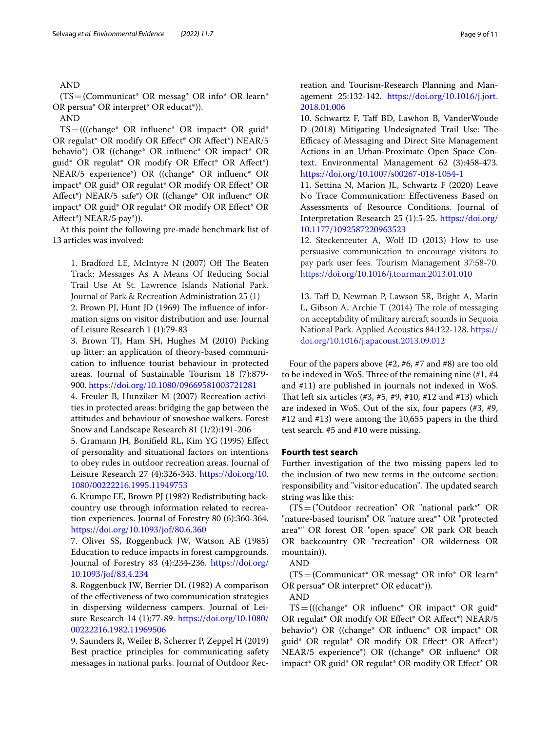AND

(TS=(Communicat* OR messag* OR info* OR learn* OR persua* OR interpret* OR educat*)).

AND

TS=(((change* OR influenc* OR impact* OR guid* OR regulat* OR modify OR Effect* OR Affect*) NEAR/5 behavio*) OR ((change* OR influenc* OR impact* OR guid* OR regulat* OR modify OR Effect* OR Affect*) NEAR/5 experience*) OR ((change* OR influenc* OR impact* OR guid* OR regulat* OR modify OR Effect* OR Affect*) NEAR/5 safe*) OR ((change* OR influenc* OR impact* OR guid* OR regulat* OR modify OR Effect* OR Affect*) NEAR/5 pay*)).

At this point the following pre-made benchmark list of 13 articles was involved:

1. Bradford LE, McIntyre N (2007) Off The Beaten Track: Messages As A Means Of Reducing Social Trail Use At St. Lawrence Islands National Park. Journal of Park & Recreation Administration 25 (1)
2. Brown PJ, Hunt JD (1969) The influence of information signs on visitor distribution and use. Journal of Leisure Research 1 (1):79-83
3. Brown TJ, Ham SH, Hughes M (2010) Picking up litter: an application of theory-based communication to influence tourist behaviour in protected areas. Journal of Sustainable Tourism 18 (7):879-900. https://doi.org/10.1080/09669581003721281
4. Freuler B, Hunziker M (2007) Recreation activities in protected areas: bridging the gap between the attitudes and behaviour of snowshoe walkers. Forest Snow and Landscape Research 81 (1/2):191-206
5. Gramann JH, Bonifield RL, Kim YG (1995) Effect of personality and situational factors on intentions to obey rules in outdoor recreation areas. Journal of Leisure Research 27 (4):326-343. https://doi.org/10.1080/00222216.1995.11949753
6. Krumpe EE, Brown PJ (1982) Redistributing backcountry use through information related to recreation experiences. Journal of Forestry 80 (6):360-364. https://doi.org/10.1093/jof/80.6.360
7. Oliver SS, Roggenbuck JW, Watson AE (1985) Education to reduce impacts in forest campgrounds. Journal of Forestry 83 (4):234-236. https://doi.org/10.1093/jof/83.4.234
8. Roggenbuck JW, Berrier DL (1982) A comparison of the effectiveness of two communication strategies in dispersing wilderness campers. Journal of Leisure Research 14 (1):77-89. https://doi.org/10.1080/00222216.1982.11969506
9. Saunders R, Weiler B, Scherrer P, Zeppel H (2019) Best practice principles for communicating safety messages in national parks. Journal of Outdoor Recreation and Tourism-Research Planning and Management 25:132-142. https://doi.org/10.1016/j.jort.2018.01.006
10. Schwartz F, Taff BD, Lawhon B, VanderWoude D (2018) Mitigating Undesignated Trail Use: The Efficacy of Messaging and Direct Site Management Actions in an Urban-Proximate Open Space Context. Environmental Management 62 (3):458-473. https://doi.org/10.1007/s00267-018-1054-1
11. Settina N, Marion JL, Schwartz F (2020) Leave No Trace Communication: Effectiveness Based on Assessments of Resource Conditions. Journal of Interpretation Research 25 (1):5-25. https://doi.org/10.1177/1092587220963523
12. Steckenreuter A, Wolf ID (2013) How to use persuasive communication to encourage visitors to pay park user fees. Tourism Management 37:58-70. https://doi.org/10.1016/j.tourman.2013.01.010
13. Taff D, Newman P, Lawson SR, Bright A, Marin L, Gibson A, Archie T (2014) The role of messaging on acceptability of military aircraft sounds in Sequoia National Park. Applied Acoustics 84:122-128. https://doi.org/10.1016/j.apacoust.2013.09.012

Four of the papers above (#2, #6, #7 and #8) are too old to be indexed in WoS. Three of the remaining nine (#1, #4 and #11) are published in journals not indexed in WoS. That left six articles (#3, #5, #9, #10, #12 and #13) which are indexed in WoS. Out of the six, four papers (#3, #9, #12 and #13) were among the 10,655 papers in the third test search. #5 and #10 were missing.

### Fourth test search

Further investigation of the two missing papers led to the inclusion of two new terms in the outcome section: responsibility and "visitor education". The updated search string was like this:

(TS=("Outdoor recreation" OR "national park*" OR "nature-based tourism" OR "nature area*" OR "protected area*" OR forest OR "open space" OR park OR beach OR backcountry OR "recreation" OR wilderness OR mountain)).

AND

(TS=(Communicat* OR messag* OR info* OR learn* OR persua* OR interpret* OR educat*)).

AND

TS=(((change* OR influenc* OR impact* OR guid* OR regulat* OR modify OR Effect* OR Affect*) NEAR/5 behavio*) OR ((change* OR influenc* OR impact* OR guid* OR regulat* OR modify OR Effect* OR Affect*) NEAR/5 experience*) OR ((change* OR influenc* OR impact* OR guid* OR regulat* OR modify OR Effect* OR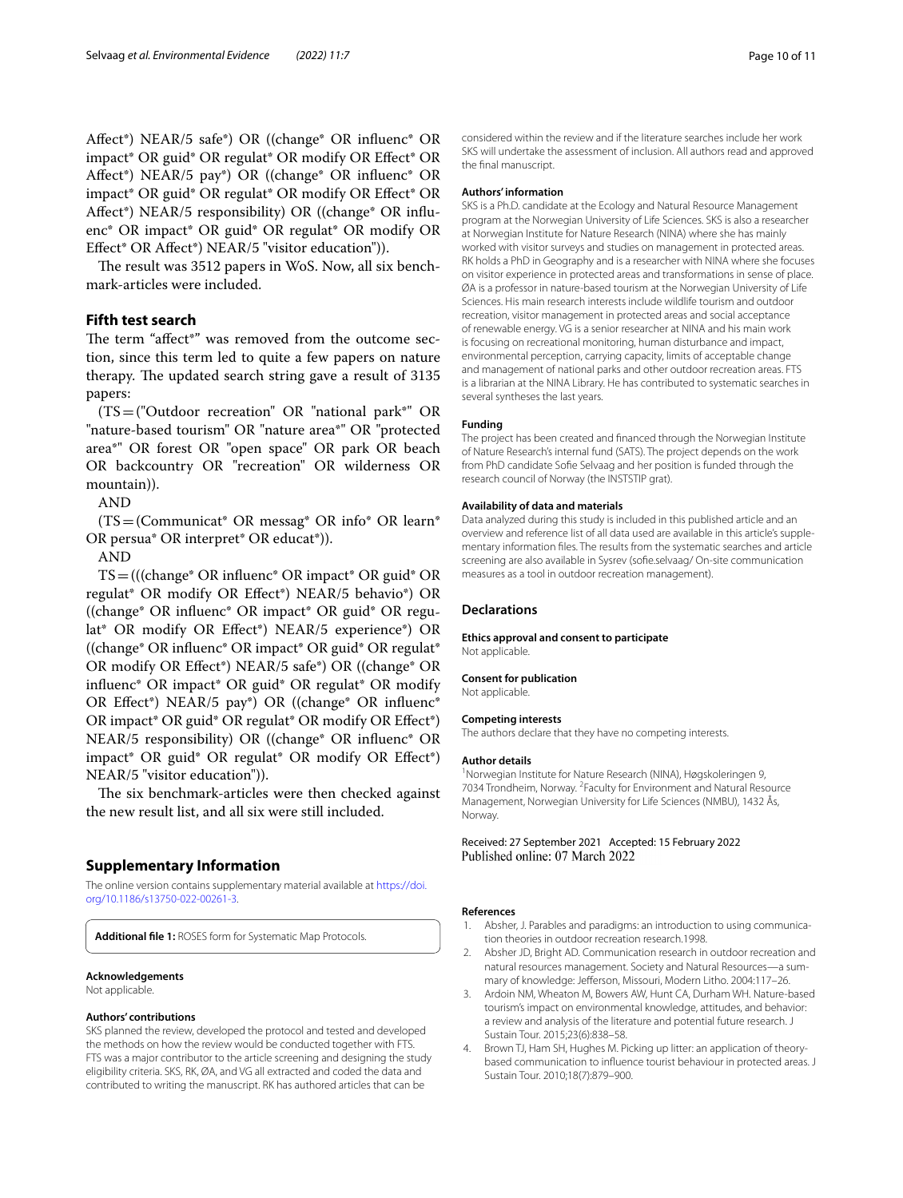Affect*) NEAR/5 safe*) OR ((change* OR influenc* OR impact* OR guid* OR regulat* OR modify OR Effect* OR Affect*) NEAR/5 pay*) OR ((change* OR influenc* OR impact* OR guid* OR regulat* OR modify OR Effect* OR Affect*) NEAR/5 responsibility) OR ((change* OR influenc* OR impact* OR guid* OR regulat* OR modify OR Effect* OR Affect*) NEAR/5 "visitor education")).

The result was 3512 papers in WoS. Now, all six benchmark-articles were included.

### Fifth test search

The term "affect*" was removed from the outcome section, since this term led to quite a few papers on nature therapy. The updated search string gave a result of 3135 papers:

(TS = ("Outdoor recreation" OR "national park*" OR "nature-based tourism" OR "nature area*" OR "protected area*" OR forest OR "open space" OR park OR beach OR backcountry OR "recreation" OR wilderness OR mountain)).

AND

(TS = (Communicat* OR messag* OR info* OR learn* OR persua* OR interpret* OR educat*)).

AND

TS = (((change* OR influenc* OR impact* OR guid* OR regulat* OR modify OR Effect*) NEAR/5 behavio*) OR ((change* OR influenc* OR impact* OR guid* OR regulat* OR modify OR Effect*) NEAR/5 experience*) OR ((change* OR influenc* OR impact* OR guid* OR regulat* OR modify OR Effect*) NEAR/5 safe*) OR ((change* OR influenc* OR impact* OR guid* OR regulat* OR modify OR Effect*) NEAR/5 pay*) OR ((change* OR influenc* OR impact* OR guid* OR regulat* OR modify OR Effect*) NEAR/5 responsibility) OR ((change* OR influenc* OR impact* OR guid* OR regulat* OR modify OR Effect*) NEAR/5 "visitor education")).

The six benchmark-articles were then checked against the new result list, and all six were still included.

## Supplementary Information

The online version contains supplementary material available at https://doi.org/10.1186/s13750-022-00261-3.

**Additional file 1:** ROSES form for Systematic Map Protocols.

#### Acknowledgements

Not applicable.

#### Authors' contributions

SKS planned the review, developed the protocol and tested and developed the methods on how the review would be conducted together with FTS. FTS was a major contributor to the article screening and designing the study eligibility criteria. SKS, RK, ØA, and VG all extracted and coded the data and contributed to writing the manuscript. RK has authored articles that can be considered within the review and if the literature searches include her work SKS will undertake the assessment of inclusion. All authors read and approved the final manuscript.

#### Authors' information

SKS is a Ph.D. candidate at the Ecology and Natural Resource Management program at the Norwegian University of Life Sciences. SKS is also a researcher at Norwegian Institute for Nature Research (NINA) where she has mainly worked with visitor surveys and studies on management in protected areas. RK holds a PhD in Geography and is a researcher with NINA where she focuses on visitor experience in protected areas and transformations in sense of place. ØA is a professor in nature-based tourism at the Norwegian University of Life Sciences. His main research interests include wildlife tourism and outdoor recreation, visitor management in protected areas and social acceptance of renewable energy. VG is a senior researcher at NINA and his main work is focusing on recreational monitoring, human disturbance and impact, environmental perception, carrying capacity, limits of acceptable change and management of national parks and other outdoor recreation areas. FTS is a librarian at the NINA Library. He has contributed to systematic searches in several syntheses the last years.

#### Funding

The project has been created and financed through the Norwegian Institute of Nature Research's internal fund (SATS). The project depends on the work from PhD candidate Sofie Selvaag and her position is funded through the research council of Norway (the INSTSTIP grat).

#### Availability of data and materials

Data analyzed during this study is included in this published article and an overview and reference list of all data used are available in this article's supplementary information files. The results from the systematic searches and article screening are also available in Sysrev (sofie.selvaag/ On-site communication measures as a tool in outdoor recreation management).

### Declarations

#### Ethics approval and consent to participate

Not applicable.

#### Consent for publication

Not applicable.

#### Competing interests

The authors declare that they have no competing interests.

#### Author details

[1] Norwegian Institute for Nature Research (NINA), Høgskoleringen 9, 7034 Trondheim, Norway. [2] Faculty for Environment and Natural Resource Management, Norwegian University for Life Sciences (NMBU), 1432 Ås, Norway.

Received: 27 September 2021 Accepted: 15 February 2022
Published online: 07 March 2022

#### References

1. Absher, J. Parables and paradigms: an introduction to using communication theories in outdoor recreation research.1998.
2. Absher JD, Bright AD. Communication research in outdoor recreation and natural resources management. Society and Natural Resources—a summary of knowledge: Jefferson, Missouri, Modern Litho. 2004:117–26.
3. Ardoin NM, Wheaton M, Bowers AW, Hunt CA, Durham WH. Nature-based tourism's impact on environmental knowledge, attitudes, and behavior: a review and analysis of the literature and potential future research. J Sustain Tour. 2015;23(6):838–58.
4. Brown TJ, Ham SH, Hughes M. Picking up litter: an application of theory-based communication to influence tourist behaviour in protected areas. J Sustain Tour. 2010;18(7):879–900.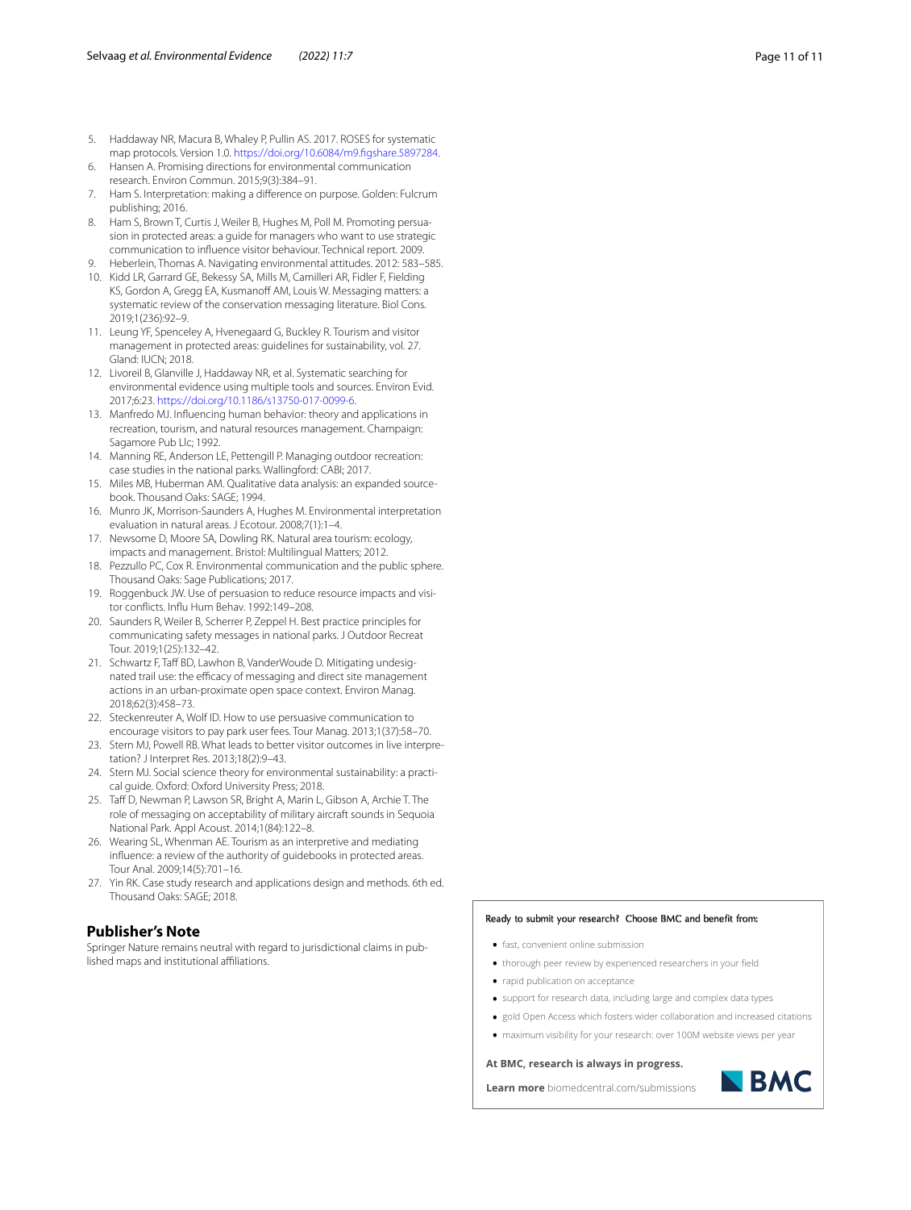5. Haddaway NR, Macura B, Whaley P, Pullin AS. 2017. ROSES for systematic map protocols. Version 1.0. https://doi.org/10.6084/m9.figshare.5897284.
6. Hansen A. Promising directions for environmental communication research. Environ Commun. 2015;9(3):384–91.
7. Ham S. Interpretation: making a difference on purpose. Golden: Fulcrum publishing; 2016.
8. Ham S, Brown T, Curtis J, Weiler B, Hughes M, Poll M. Promoting persuasion in protected areas: a guide for managers who want to use strategic communication to influence visitor behaviour. Technical report. 2009.
9. Heberlein, Thomas A. Navigating environmental attitudes. 2012: 583–585.
10. Kidd LR, Garrard GE, Bekessy SA, Mills M, Camilleri AR, Fidler F, Fielding KS, Gordon A, Gregg EA, Kusmanoff AM, Louis W. Messaging matters: a systematic review of the conservation messaging literature. Biol Cons. 2019;1(236):92–9.
11. Leung YF, Spenceley A, Hvenegaard G, Buckley R. Tourism and visitor management in protected areas: guidelines for sustainability, vol. 27. Gland: IUCN; 2018.
12. Livoreil B, Glanville J, Haddaway NR, et al. Systematic searching for environmental evidence using multiple tools and sources. Environ Evid. 2017;6:23. https://doi.org/10.1186/s13750-017-0099-6.
13. Manfredo MJ. Influencing human behavior: theory and applications in recreation, tourism, and natural resources management. Champaign: Sagamore Pub Llc; 1992.
14. Manning RE, Anderson LE, Pettengill P. Managing outdoor recreation: case studies in the national parks. Wallingford: CABI; 2017.
15. Miles MB, Huberman AM. Qualitative data analysis: an expanded sourcebook. Thousand Oaks: SAGE; 1994.
16. Munro JK, Morrison-Saunders A, Hughes M. Environmental interpretation evaluation in natural areas. J Ecotour. 2008;7(1):1–4.
17. Newsome D, Moore SA, Dowling RK. Natural area tourism: ecology, impacts and management. Bristol: Multilingual Matters; 2012.
18. Pezzullo PC, Cox R. Environmental communication and the public sphere. Thousand Oaks: Sage Publications; 2017.
19. Roggenbuck JW. Use of persuasion to reduce resource impacts and visitor conflicts. Influ Hum Behav. 1992:149–208.
20. Saunders R, Weiler B, Scherrer P, Zeppel H. Best practice principles for communicating safety messages in national parks. J Outdoor Recreat Tour. 2019;1(25):132–42.
21. Schwartz F, Taff BD, Lawhon B, VanderWoude D. Mitigating undesignated trail use: the efficacy of messaging and direct site management actions in an urban-proximate open space context. Environ Manag. 2018;62(3):458–73.
22. Steckenreuter A, Wolf ID. How to use persuasive communication to encourage visitors to pay park user fees. Tour Manag. 2013;1(37):58–70.
23. Stern MJ, Powell RB. What leads to better visitor outcomes in live interpretation? J Interpret Res. 2013;18(2):9–43.
24. Stern MJ. Social science theory for environmental sustainability: a practical guide. Oxford: Oxford University Press; 2018.
25. Taff D, Newman P, Lawson SR, Bright A, Marin L, Gibson A, Archie T. The role of messaging on acceptability of military aircraft sounds in Sequoia National Park. Appl Acoust. 2014;1(84):122–8.
26. Wearing SL, Whenman AE. Tourism as an interpretive and mediating influence: a review of the authority of guidebooks in protected areas. Tour Anal. 2009;14(5):701–16.
27. Yin RK. Case study research and applications design and methods. 6th ed. Thousand Oaks: SAGE; 2018.

## Publisher's Note

Springer Nature remains neutral with regard to jurisdictional claims in published maps and institutional affiliations.

Ready to submit your research? Choose BMC and benefit from:

- fast, convenient online submission
- thorough peer review by experienced researchers in your field
- rapid publication on acceptance
- support for research data, including large and complex data types
- gold Open Access which fosters wider collaboration and increased citations
- maximum visibility for your research: over 100M website views per year

**At BMC, research is always in progress.**

**Learn more** biomedcentral.com/submissions

BMC